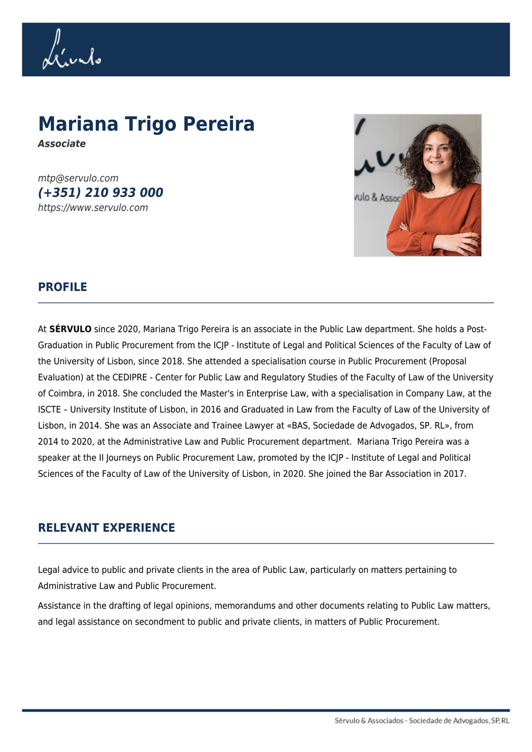# Mariana Trigo Pereira

***Associate***

*mtp@servulo.com*

***(+351) 210 933 000***

*https://www.servulo.com*

## PROFILE

At **SÉRVULO** since 2020, Mariana Trigo Pereira is an associate in the Public Law department. She holds a Post-Graduation in Public Procurement from the ICJP - Institute of Legal and Political Sciences of the Faculty of Law of the University of Lisbon, since 2018. She attended a specialisation course in Public Procurement (Proposal Evaluation) at the CEDIPRE - Center for Public Law and Regulatory Studies of the Faculty of Law of the University of Coimbra, in 2018. She concluded the Master's in Enterprise Law, with a specialisation in Company Law, at the ISCTE – University Institute of Lisbon, in 2016 and Graduated in Law from the Faculty of Law of the University of Lisbon, in 2014. She was an Associate and Trainee Lawyer at «BAS, Sociedade de Advogados, SP. RL», from 2014 to 2020, at the Administrative Law and Public Procurement department. Mariana Trigo Pereira was a speaker at the II Journeys on Public Procurement Law, promoted by the ICJP - Institute of Legal and Political Sciences of the Faculty of Law of the University of Lisbon, in 2020. She joined the Bar Association in 2017.

## RELEVANT EXPERIENCE

Legal advice to public and private clients in the area of Public Law, particularly on matters pertaining to Administrative Law and Public Procurement.

Assistance in the drafting of legal opinions, memorandums and other documents relating to Public Law matters, and legal assistance on secondment to public and private clients, in matters of Public Procurement.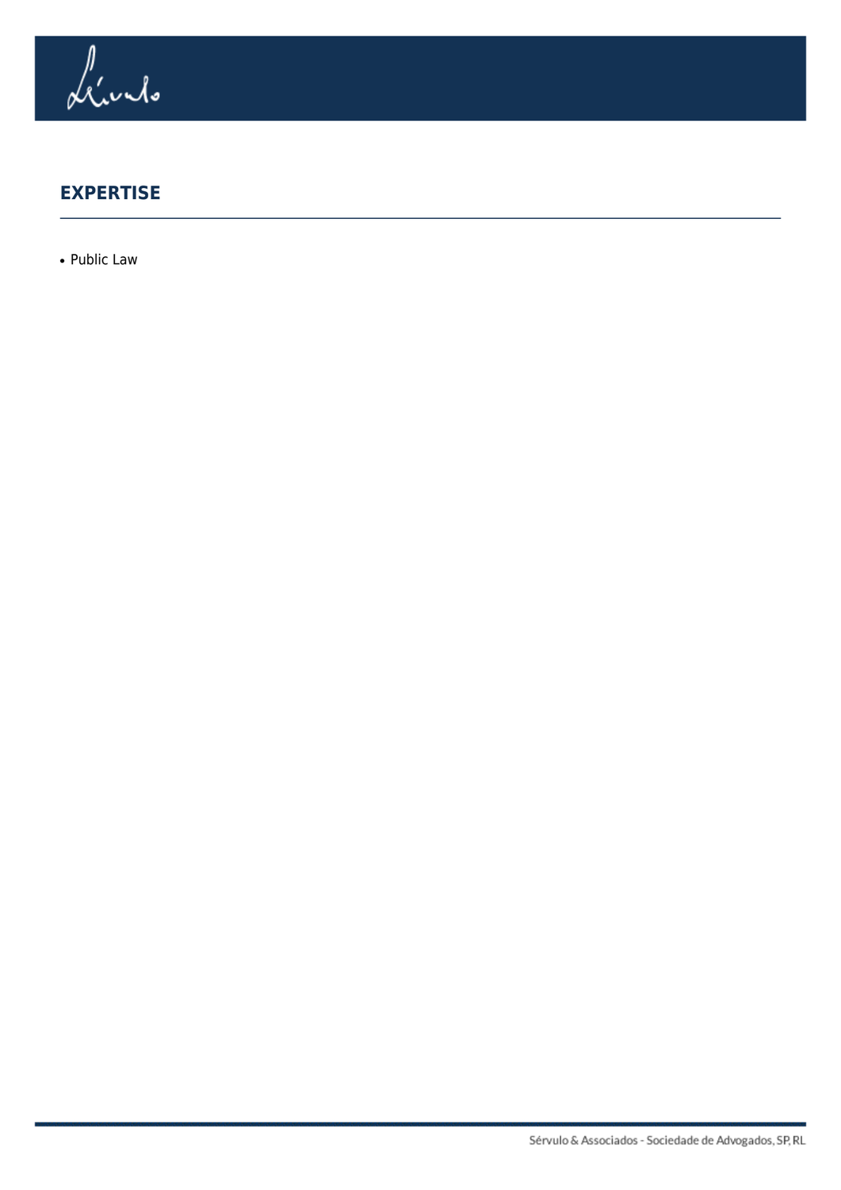## EXPERTISE

- Public Law